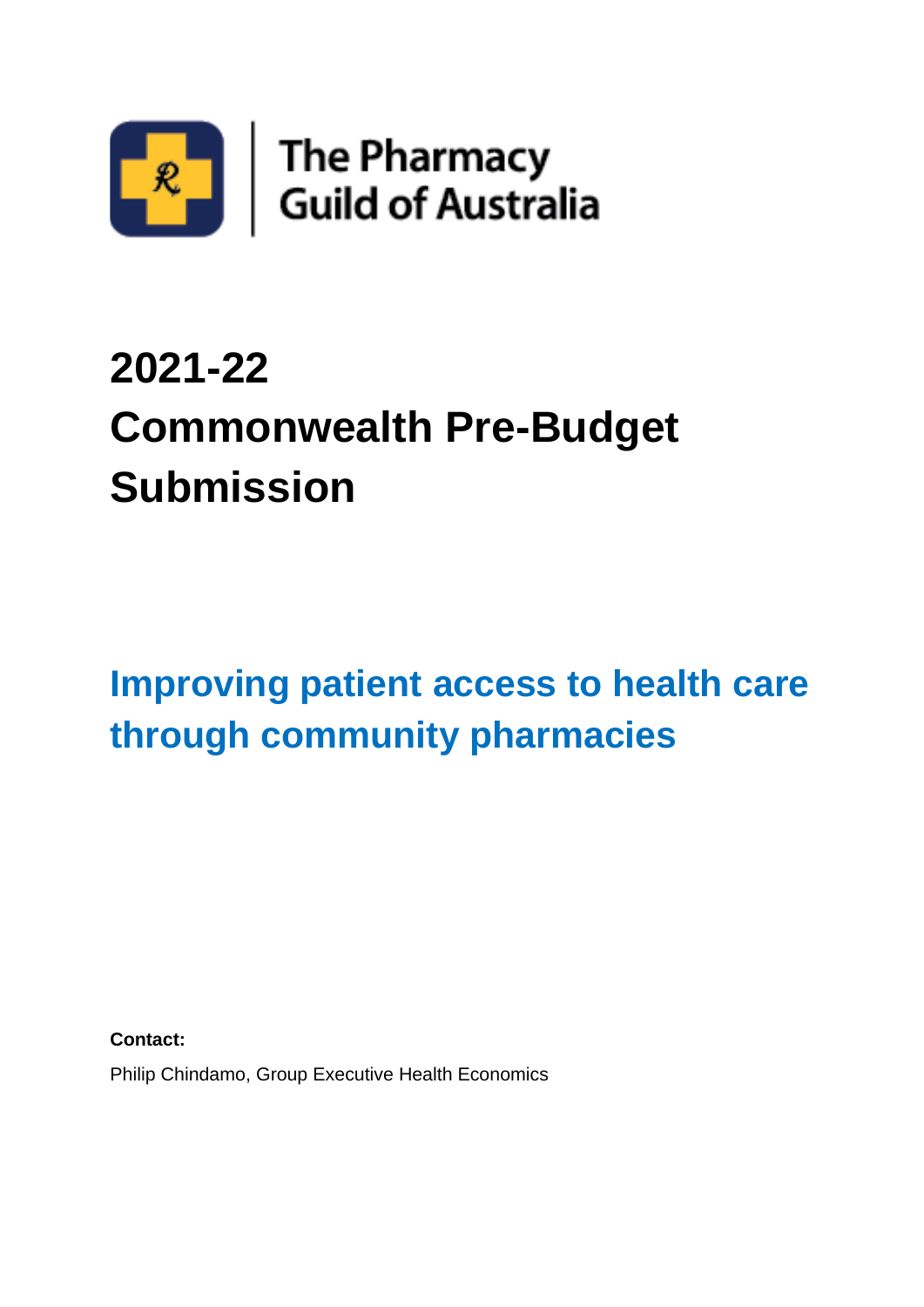The Pharmacy Guild of Australia

# 2021-22 Commonwealth Pre-Budget Submission

## Improving patient access to health care through community pharmacies

**Contact:**

Philip Chindamo, Group Executive Health Economics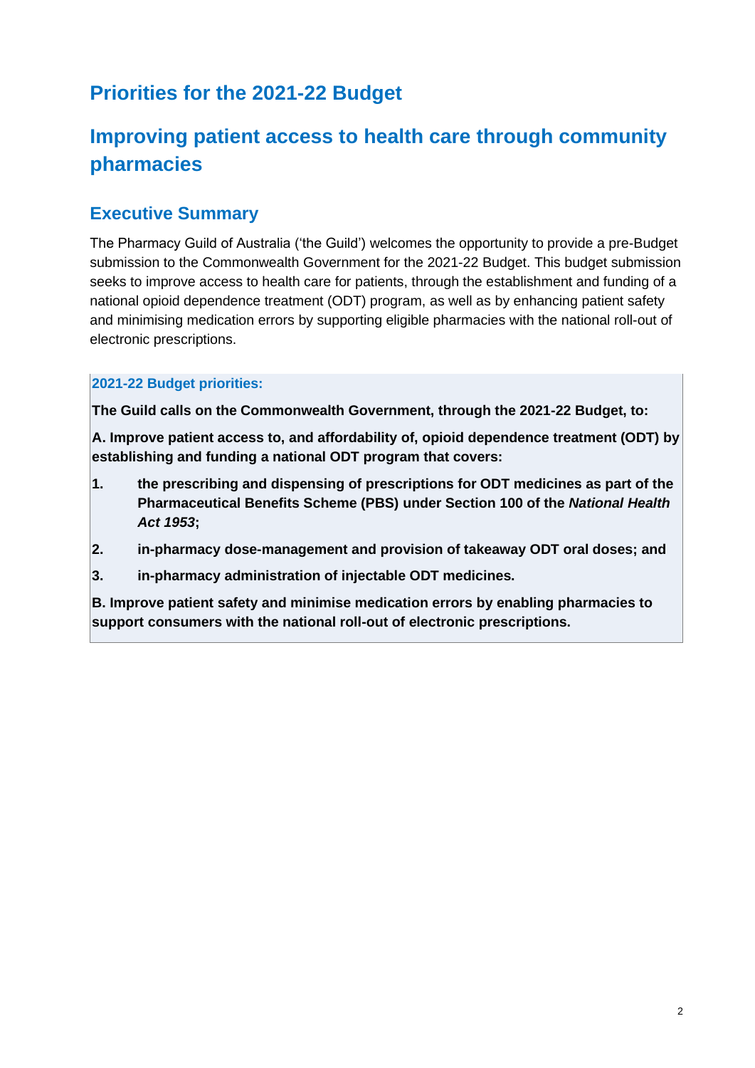# Priorities for the 2021-22 Budget

# Improving patient access to health care through community pharmacies

## Executive Summary

The Pharmacy Guild of Australia ('the Guild') welcomes the opportunity to provide a pre-Budget submission to the Commonwealth Government for the 2021-22 Budget. This budget submission seeks to improve access to health care for patients, through the establishment and funding of a national opioid dependence treatment (ODT) program, as well as by enhancing patient safety and minimising medication errors by supporting eligible pharmacies with the national roll-out of electronic prescriptions.

> **2021-22 Budget priorities:**
>
> **The Guild calls on the Commonwealth Government, through the 2021-22 Budget, to:**
>
> **A. Improve patient access to, and affordability of, opioid dependence treatment (ODT) by establishing and funding a national ODT program that covers:**
>
> 1. **the prescribing and dispensing of prescriptions for ODT medicines as part of the Pharmaceutical Benefits Scheme (PBS) under Section 100 of the *National Health Act 1953*;**
> 2. **in-pharmacy dose-management and provision of takeaway ODT oral doses; and**
> 3. **in-pharmacy administration of injectable ODT medicines.**
>
> **B. Improve patient safety and minimise medication errors by enabling pharmacies to support consumers with the national roll-out of electronic prescriptions.**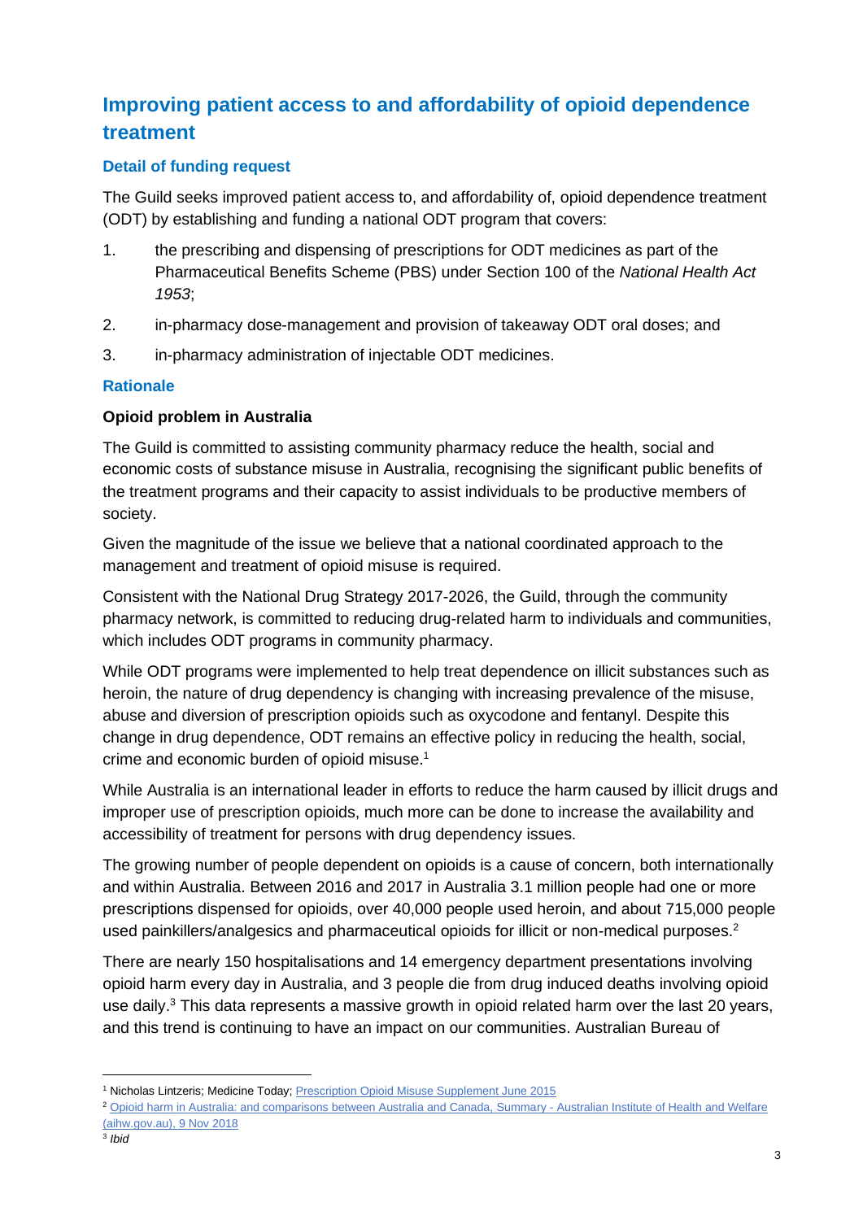## Improving patient access to and affordability of opioid dependence treatment

### Detail of funding request

The Guild seeks improved patient access to, and affordability of, opioid dependence treatment (ODT) by establishing and funding a national ODT program that covers:

1. the prescribing and dispensing of prescriptions for ODT medicines as part of the Pharmaceutical Benefits Scheme (PBS) under Section 100 of the *National Health Act 1953*;
2. in-pharmacy dose-management and provision of takeaway ODT oral doses; and
3. in-pharmacy administration of injectable ODT medicines.

### Rationale

**Opioid problem in Australia**

The Guild is committed to assisting community pharmacy reduce the health, social and economic costs of substance misuse in Australia, recognising the significant public benefits of the treatment programs and their capacity to assist individuals to be productive members of society.

Given the magnitude of the issue we believe that a national coordinated approach to the management and treatment of opioid misuse is required.

Consistent with the National Drug Strategy 2017-2026, the Guild, through the community pharmacy network, is committed to reducing drug-related harm to individuals and communities, which includes ODT programs in community pharmacy.

While ODT programs were implemented to help treat dependence on illicit substances such as heroin, the nature of drug dependency is changing with increasing prevalence of the misuse, abuse and diversion of prescription opioids such as oxycodone and fentanyl. Despite this change in drug dependence, ODT remains an effective policy in reducing the health, social, crime and economic burden of opioid misuse.[1]

While Australia is an international leader in efforts to reduce the harm caused by illicit drugs and improper use of prescription opioids, much more can be done to increase the availability and accessibility of treatment for persons with drug dependency issues.

The growing number of people dependent on opioids is a cause of concern, both internationally and within Australia. Between 2016 and 2017 in Australia 3.1 million people had one or more prescriptions dispensed for opioids, over 40,000 people used heroin, and about 715,000 people used painkillers/analgesics and pharmaceutical opioids for illicit or non-medical purposes.[2]

There are nearly 150 hospitalisations and 14 emergency department presentations involving opioid harm every day in Australia, and 3 people die from drug induced deaths involving opioid use daily.[3] This data represents a massive growth in opioid related harm over the last 20 years, and this trend is continuing to have an impact on our communities. Australian Bureau of

---

[1] Nicholas Lintzeris; Medicine Today; Prescription Opioid Misuse Supplement June 2015

[2] Opioid harm in Australia: and comparisons between Australia and Canada, Summary - Australian Institute of Health and Welfare (aihw.gov.au), 9 Nov 2018

[3] *Ibid*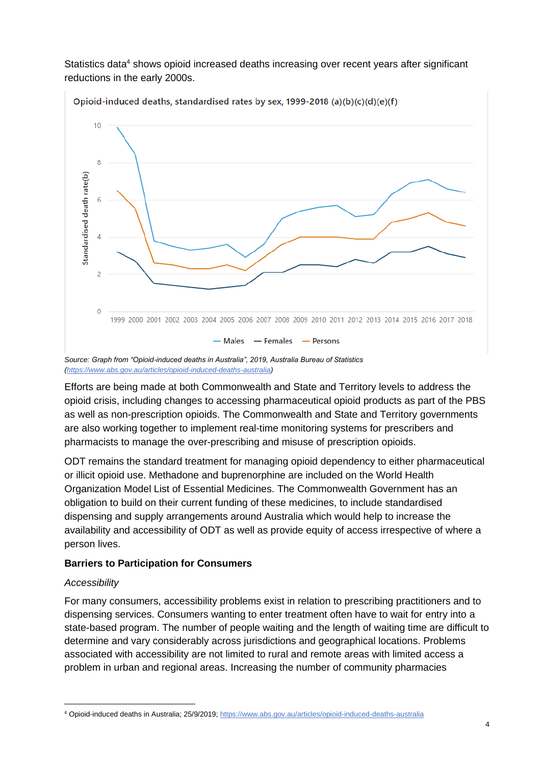Statistics data[4] shows opioid increased deaths increasing over recent years after significant reductions in the early 2000s.

Opioid-induced deaths, standardised rates by sex, 1999-2018 (a)(b)(c)(d)(e)(f)

*Source: Graph from "Opioid-induced deaths in Australia", 2019, Australia Bureau of Statistics (https://www.abs.gov.au/articles/opioid-induced-deaths-australia)*

Efforts are being made at both Commonwealth and State and Territory levels to address the opioid crisis, including changes to accessing pharmaceutical opioid products as part of the PBS as well as non-prescription opioids. The Commonwealth and State and Territory governments are also working together to implement real-time monitoring systems for prescribers and pharmacists to manage the over-prescribing and misuse of prescription opioids.

ODT remains the standard treatment for managing opioid dependency to either pharmaceutical or illicit opioid use. Methadone and buprenorphine are included on the World Health Organization Model List of Essential Medicines. The Commonwealth Government has an obligation to build on their current funding of these medicines, to include standardised dispensing and supply arrangements around Australia which would help to increase the availability and accessibility of ODT as well as provide equity of access irrespective of where a person lives.

### Barriers to Participation for Consumers

*Accessibility*

For many consumers, accessibility problems exist in relation to prescribing practitioners and to dispensing services. Consumers wanting to enter treatment often have to wait for entry into a state-based program. The number of people waiting and the length of waiting time are difficult to determine and vary considerably across jurisdictions and geographical locations. Problems associated with accessibility are not limited to rural and remote areas with limited access a problem in urban and regional areas. Increasing the number of community pharmacies

[4] Opioid-induced deaths in Australia; 25/9/2019; https://www.abs.gov.au/articles/opioid-induced-deaths-australia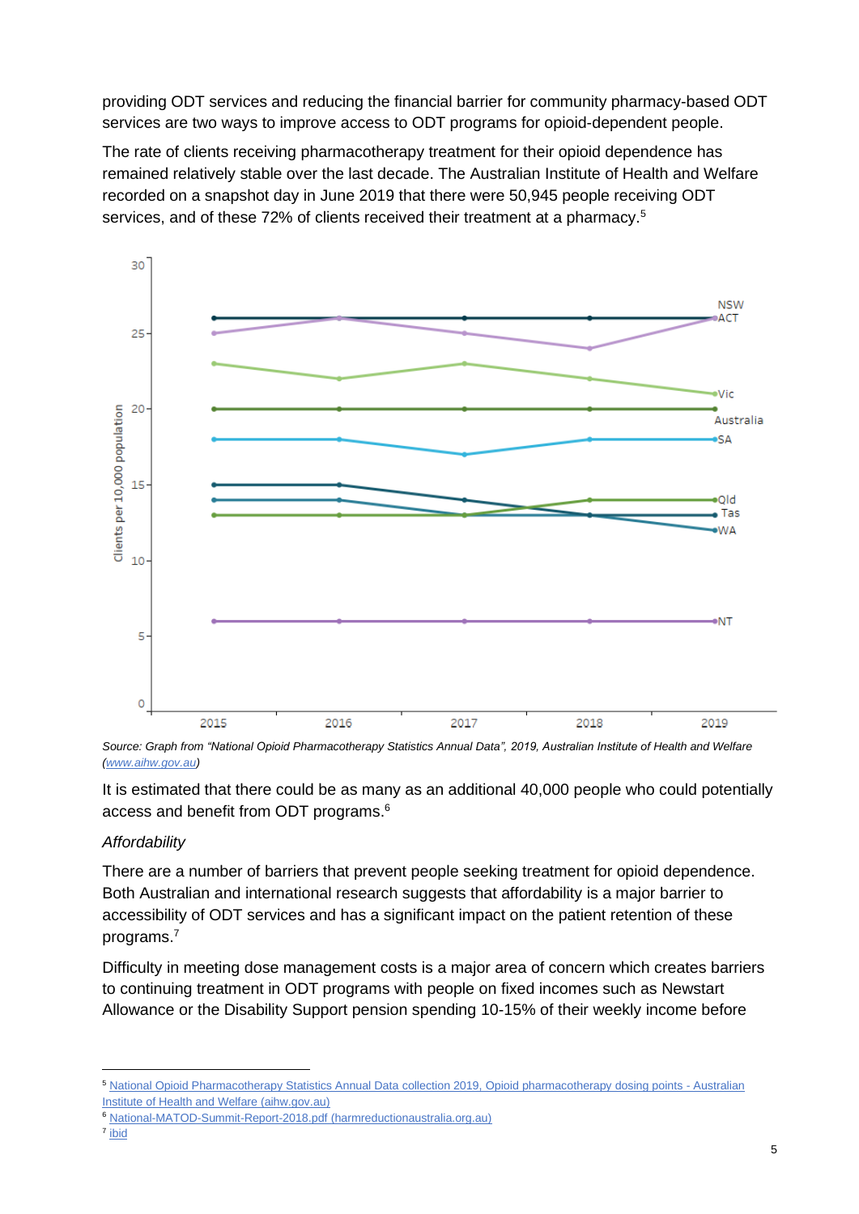providing ODT services and reducing the financial barrier for community pharmacy-based ODT services are two ways to improve access to ODT programs for opioid-dependent people.

The rate of clients receiving pharmacotherapy treatment for their opioid dependence has remained relatively stable over the last decade. The Australian Institute of Health and Welfare recorded on a snapshot day in June 2019 that there were 50,945 people receiving ODT services, and of these 72% of clients received their treatment at a pharmacy.[5]

*Source: Graph from "National Opioid Pharmacotherapy Statistics Annual Data", 2019, Australian Institute of Health and Welfare (www.aihw.gov.au)*

It is estimated that there could be as many as an additional 40,000 people who could potentially access and benefit from ODT programs.[6]

*Affordability*

There are a number of barriers that prevent people seeking treatment for opioid dependence. Both Australian and international research suggests that affordability is a major barrier to accessibility of ODT services and has a significant impact on the patient retention of these programs.[7]

Difficulty in meeting dose management costs is a major area of concern which creates barriers to continuing treatment in ODT programs with people on fixed incomes such as Newstart Allowance or the Disability Support pension spending 10-15% of their weekly income before

---

[5] National Opioid Pharmacotherapy Statistics Annual Data collection 2019, Opioid pharmacotherapy dosing points - Australian Institute of Health and Welfare (aihw.gov.au)

[6] National-MATOD-Summit-Report-2018.pdf (harmreductionaustralia.org.au)

[7] ibid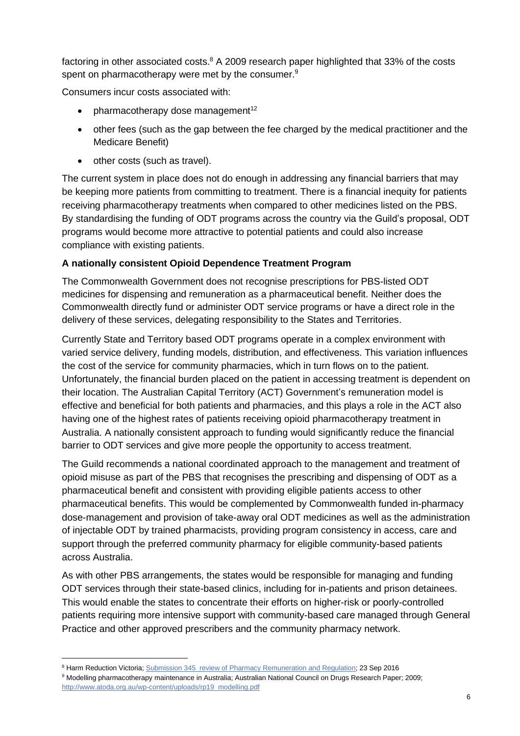factoring in other associated costs.[8] A 2009 research paper highlighted that 33% of the costs spent on pharmacotherapy were met by the consumer.[9]

Consumers incur costs associated with:

- pharmacotherapy dose management[12]
- other fees (such as the gap between the fee charged by the medical practitioner and the Medicare Benefit)
- other costs (such as travel).

The current system in place does not do enough in addressing any financial barriers that may be keeping more patients from committing to treatment. There is a financial inequity for patients receiving pharmacotherapy treatments when compared to other medicines listed on the PBS. By standardising the funding of ODT programs across the country via the Guild's proposal, ODT programs would become more attractive to potential patients and could also increase compliance with existing patients.

**A nationally consistent Opioid Dependence Treatment Program**

The Commonwealth Government does not recognise prescriptions for PBS-listed ODT medicines for dispensing and remuneration as a pharmaceutical benefit. Neither does the Commonwealth directly fund or administer ODT service programs or have a direct role in the delivery of these services, delegating responsibility to the States and Territories.

Currently State and Territory based ODT programs operate in a complex environment with varied service delivery, funding models, distribution, and effectiveness. This variation influences the cost of the service for community pharmacies, which in turn flows on to the patient. Unfortunately, the financial burden placed on the patient in accessing treatment is dependent on their location. The Australian Capital Territory (ACT) Government's remuneration model is effective and beneficial for both patients and pharmacies, and this plays a role in the ACT also having one of the highest rates of patients receiving opioid pharmacotherapy treatment in Australia. A nationally consistent approach to funding would significantly reduce the financial barrier to ODT services and give more people the opportunity to access treatment.

The Guild recommends a national coordinated approach to the management and treatment of opioid misuse as part of the PBS that recognises the prescribing and dispensing of ODT as a pharmaceutical benefit and consistent with providing eligible patients access to other pharmaceutical benefits. This would be complemented by Commonwealth funded in-pharmacy dose-management and provision of take-away oral ODT medicines as well as the administration of injectable ODT by trained pharmacists, providing program consistency in access, care and support through the preferred community pharmacy for eligible community-based patients across Australia.

As with other PBS arrangements, the states would be responsible for managing and funding ODT services through their state-based clinics, including for in-patients and prison detainees. This would enable the states to concentrate their efforts on higher-risk or poorly-controlled patients requiring more intensive support with community-based care managed through General Practice and other approved prescribers and the community pharmacy network.

---

[8] Harm Reduction Victoria; Submission 345 review of Pharmacy Remuneration and Regulation; 23 Sep 2016

[9] Modelling pharmacotherapy maintenance in Australia; Australian National Council on Drugs Research Paper; 2009; http://www.atoda.org.au/wp-content/uploads/rp19_modelling.pdf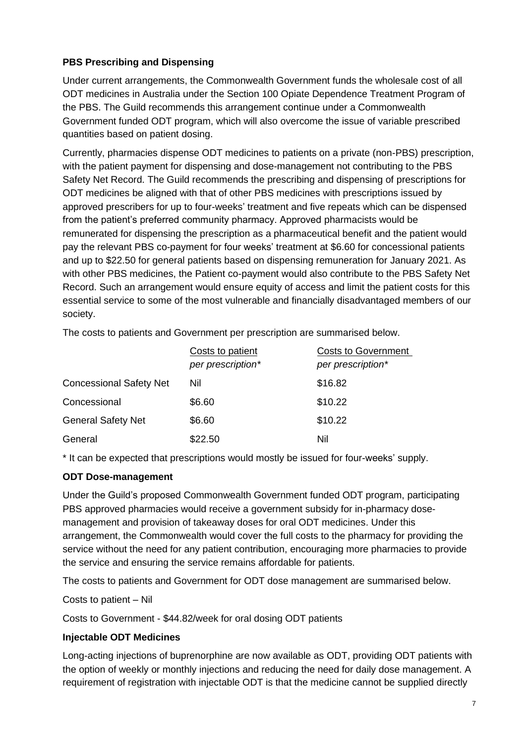**PBS Prescribing and Dispensing**

Under current arrangements, the Commonwealth Government funds the wholesale cost of all ODT medicines in Australia under the Section 100 Opiate Dependence Treatment Program of the PBS. The Guild recommends this arrangement continue under a Commonwealth Government funded ODT program, which will also overcome the issue of variable prescribed quantities based on patient dosing.

Currently, pharmacies dispense ODT medicines to patients on a private (non-PBS) prescription, with the patient payment for dispensing and dose-management not contributing to the PBS Safety Net Record. The Guild recommends the prescribing and dispensing of prescriptions for ODT medicines be aligned with that of other PBS medicines with prescriptions issued by approved prescribers for up to four-weeks' treatment and five repeats which can be dispensed from the patient's preferred community pharmacy. Approved pharmacists would be remunerated for dispensing the prescription as a pharmaceutical benefit and the patient would pay the relevant PBS co-payment for four weeks' treatment at $6.60 for concessional patients and up to $22.50 for general patients based on dispensing remuneration for January 2021. As with other PBS medicines, the Patient co-payment would also contribute to the PBS Safety Net Record. Such an arrangement would ensure equity of access and limit the patient costs for this essential service to some of the most vulnerable and financially disadvantaged members of our society.

The costs to patients and Government per prescription are summarised below.

| | Costs to patient *per prescription** | Costs to Government *per prescription** |
|---|---|---|
| Concessional Safety Net | Nil | $16.82 |
| Concessional | $6.60 | $10.22 |
| General Safety Net | $6.60 | $10.22 |
| General | $22.50 | Nil |

* It can be expected that prescriptions would mostly be issued for four-weeks' supply.

**ODT Dose-management**

Under the Guild's proposed Commonwealth Government funded ODT program, participating PBS approved pharmacies would receive a government subsidy for in-pharmacy dose-management and provision of takeaway doses for oral ODT medicines. Under this arrangement, the Commonwealth would cover the full costs to the pharmacy for providing the service without the need for any patient contribution, encouraging more pharmacies to provide the service and ensuring the service remains affordable for patients.

The costs to patients and Government for ODT dose management are summarised below.

Costs to patient – Nil

Costs to Government - $44.82/week for oral dosing ODT patients

**Injectable ODT Medicines**

Long-acting injections of buprenorphine are now available as ODT, providing ODT patients with the option of weekly or monthly injections and reducing the need for daily dose management. A requirement of registration with injectable ODT is that the medicine cannot be supplied directly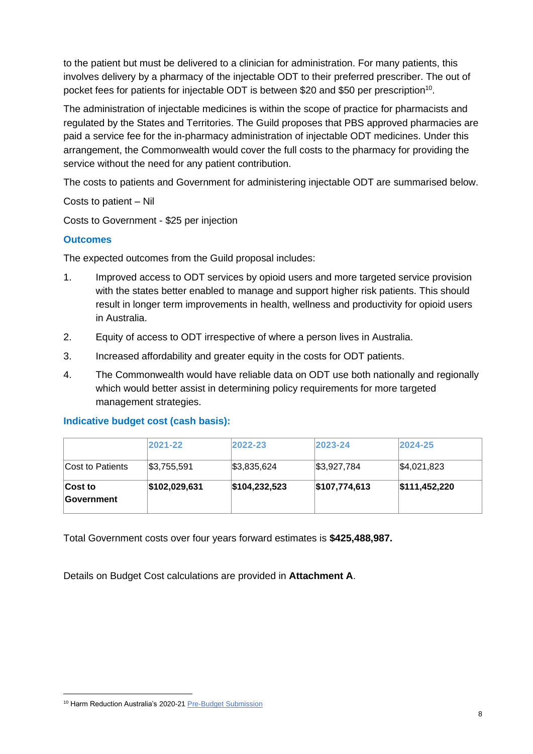to the patient but must be delivered to a clinician for administration. For many patients, this involves delivery by a pharmacy of the injectable ODT to their preferred prescriber. The out of pocket fees for patients for injectable ODT is between $20 and $50 per prescription[10].

The administration of injectable medicines is within the scope of practice for pharmacists and regulated by the States and Territories. The Guild proposes that PBS approved pharmacies are paid a service fee for the in-pharmacy administration of injectable ODT medicines. Under this arrangement, the Commonwealth would cover the full costs to the pharmacy for providing the service without the need for any patient contribution.

The costs to patients and Government for administering injectable ODT are summarised below.

Costs to patient – Nil

Costs to Government - $25 per injection

### Outcomes

The expected outcomes from the Guild proposal includes:

1. Improved access to ODT services by opioid users and more targeted service provision with the states better enabled to manage and support higher risk patients. This should result in longer term improvements in health, wellness and productivity for opioid users in Australia.
2. Equity of access to ODT irrespective of where a person lives in Australia.
3. Increased affordability and greater equity in the costs for ODT patients.
4. The Commonwealth would have reliable data on ODT use both nationally and regionally which would better assist in determining policy requirements for more targeted management strategies.

### Indicative budget cost (cash basis):

| | 2021-22 | 2022-23 | 2023-24 | 2024-25 |
|---|---|---|---|---|
| Cost to Patients | $3,755,591 | $3,835,624 | $3,927,784 | $4,021,823 |
| **Cost to Government** | **$102,029,631** | **$104,232,523** | **$107,774,613** | **$111,452,220** |

Total Government costs over four years forward estimates is **$425,488,987.**

Details on Budget Cost calculations are provided in **Attachment A**.

[10] Harm Reduction Australia's 2020-21 Pre-Budget Submission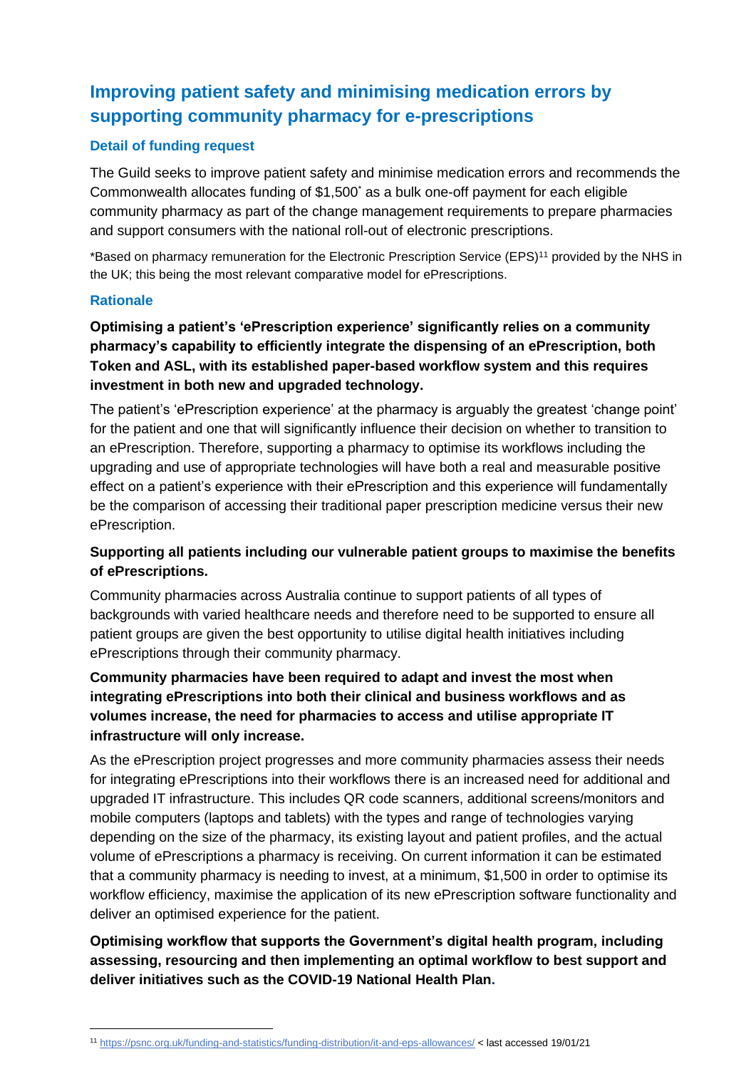## Improving patient safety and minimising medication errors by supporting community pharmacy for e-prescriptions

### Detail of funding request

The Guild seeks to improve patient safety and minimise medication errors and recommends the Commonwealth allocates funding of $1,500* as a bulk one-off payment for each eligible community pharmacy as part of the change management requirements to prepare pharmacies and support consumers with the national roll-out of electronic prescriptions.

*Based on pharmacy remuneration for the Electronic Prescription Service (EPS)[11] provided by the NHS in the UK; this being the most relevant comparative model for ePrescriptions.

### Rationale

**Optimising a patient's 'ePrescription experience' significantly relies on a community pharmacy's capability to efficiently integrate the dispensing of an ePrescription, both Token and ASL, with its established paper-based workflow system and this requires investment in both new and upgraded technology.**

The patient's 'ePrescription experience' at the pharmacy is arguably the greatest 'change point' for the patient and one that will significantly influence their decision on whether to transition to an ePrescription. Therefore, supporting a pharmacy to optimise its workflows including the upgrading and use of appropriate technologies will have both a real and measurable positive effect on a patient's experience with their ePrescription and this experience will fundamentally be the comparison of accessing their traditional paper prescription medicine versus their new ePrescription.

**Supporting all patients including our vulnerable patient groups to maximise the benefits of ePrescriptions.**

Community pharmacies across Australia continue to support patients of all types of backgrounds with varied healthcare needs and therefore need to be supported to ensure all patient groups are given the best opportunity to utilise digital health initiatives including ePrescriptions through their community pharmacy.

**Community pharmacies have been required to adapt and invest the most when integrating ePrescriptions into both their clinical and business workflows and as volumes increase, the need for pharmacies to access and utilise appropriate IT infrastructure will only increase.**

As the ePrescription project progresses and more community pharmacies assess their needs for integrating ePrescriptions into their workflows there is an increased need for additional and upgraded IT infrastructure. This includes QR code scanners, additional screens/monitors and mobile computers (laptops and tablets) with the types and range of technologies varying depending on the size of the pharmacy, its existing layout and patient profiles, and the actual volume of ePrescriptions a pharmacy is receiving. On current information it can be estimated that a community pharmacy is needing to invest, at a minimum, $1,500 in order to optimise its workflow efficiency, maximise the application of its new ePrescription software functionality and deliver an optimised experience for the patient.

**Optimising workflow that supports the Government's digital health program, including assessing, resourcing and then implementing an optimal workflow to best support and deliver initiatives such as the COVID-19 National Health Plan.**

[11] https://psnc.org.uk/funding-and-statistics/funding-distribution/it-and-eps-allowances/ < last accessed 19/01/21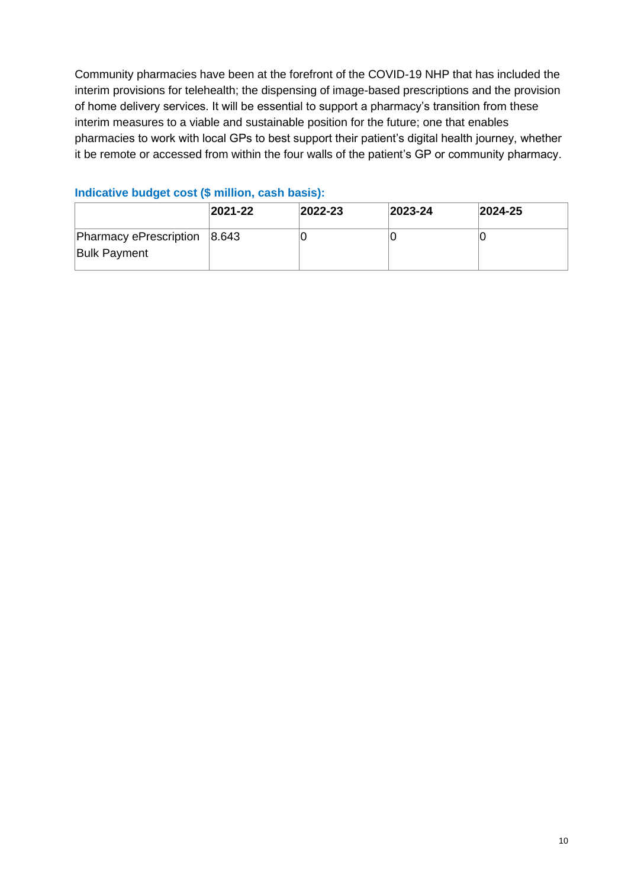Community pharmacies have been at the forefront of the COVID-19 NHP that has included the interim provisions for telehealth; the dispensing of image-based prescriptions and the provision of home delivery services. It will be essential to support a pharmacy's transition from these interim measures to a viable and sustainable position for the future; one that enables pharmacies to work with local GPs to best support their patient's digital health journey, whether it be remote or accessed from within the four walls of the patient's GP or community pharmacy.

### Indicative budget cost ($ million, cash basis):

| | 2021-22 | 2022-23 | 2023-24 | 2024-25 |
|---|---|---|---|---|
| Pharmacy ePrescription Bulk Payment | 8.643 | 0 | 0 | 0 |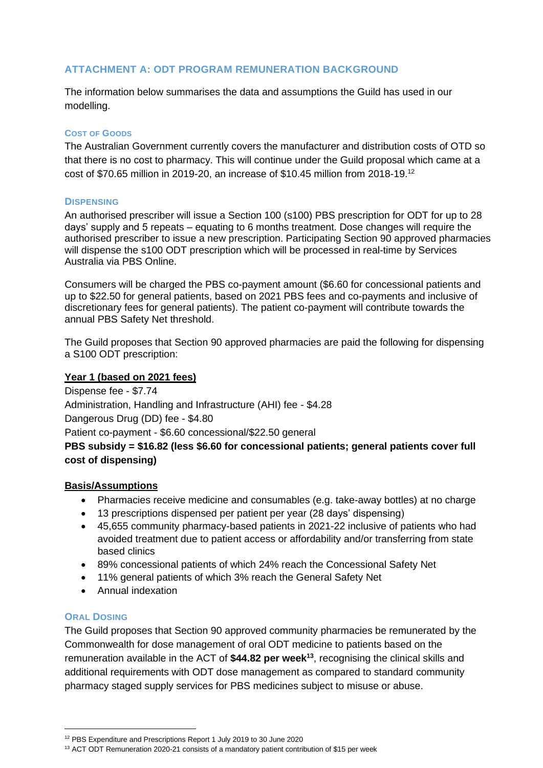## ATTACHMENT A: ODT PROGRAM REMUNERATION BACKGROUND

The information below summarises the data and assumptions the Guild has used in our modelling.

### COST OF GOODS

The Australian Government currently covers the manufacturer and distribution costs of OTD so that there is no cost to pharmacy. This will continue under the Guild proposal which came at a cost of $70.65 million in 2019-20, an increase of $10.45 million from 2018-19.[12]

### DISPENSING

An authorised prescriber will issue a Section 100 (s100) PBS prescription for ODT for up to 28 days' supply and 5 repeats – equating to 6 months treatment. Dose changes will require the authorised prescriber to issue a new prescription. Participating Section 90 approved pharmacies will dispense the s100 ODT prescription which will be processed in real-time by Services Australia via PBS Online.

Consumers will be charged the PBS co-payment amount ($6.60 for concessional patients and up to $22.50 for general patients, based on 2021 PBS fees and co-payments and inclusive of discretionary fees for general patients). The patient co-payment will contribute towards the annual PBS Safety Net threshold.

The Guild proposes that Section 90 approved pharmacies are paid the following for dispensing a S100 ODT prescription:

**Year 1 (based on 2021 fees)**

Dispense fee - $7.74

Administration, Handling and Infrastructure (AHI) fee - $4.28

Dangerous Drug (DD) fee - $4.80

Patient co-payment - $6.60 concessional/$22.50 general

**PBS subsidy = $16.82 (less $6.60 for concessional patients; general patients cover full cost of dispensing)**

**Basis/Assumptions**

- Pharmacies receive medicine and consumables (e.g. take-away bottles) at no charge
- 13 prescriptions dispensed per patient per year (28 days' dispensing)
- 45,655 community pharmacy-based patients in 2021-22 inclusive of patients who had avoided treatment due to patient access or affordability and/or transferring from state based clinics
- 89% concessional patients of which 24% reach the Concessional Safety Net
- 11% general patients of which 3% reach the General Safety Net
- Annual indexation

### ORAL DOSING

The Guild proposes that Section 90 approved community pharmacies be remunerated by the Commonwealth for dose management of oral ODT medicine to patients based on the remuneration available in the ACT of **$44.82 per week**[13], recognising the clinical skills and additional requirements with ODT dose management as compared to standard community pharmacy staged supply services for PBS medicines subject to misuse or abuse.

---

[12] PBS Expenditure and Prescriptions Report 1 July 2019 to 30 June 2020

[13] ACT ODT Remuneration 2020-21 consists of a mandatory patient contribution of $15 per week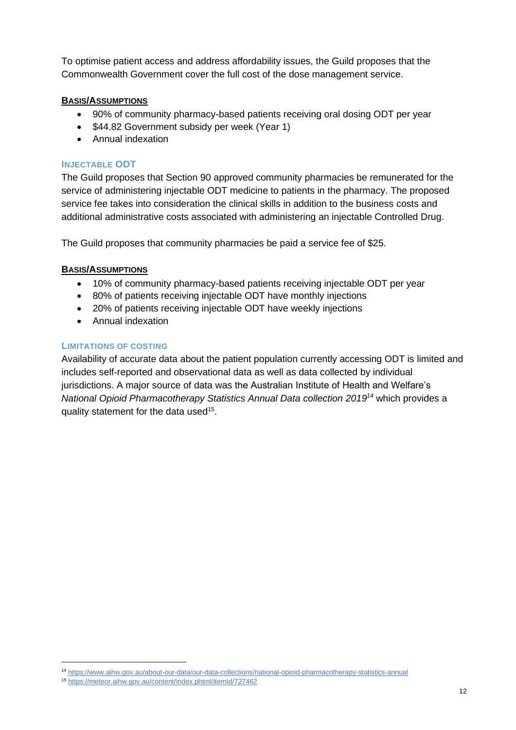To optimise patient access and address affordability issues, the Guild proposes that the Commonwealth Government cover the full cost of the dose management service.

**BASIS/ASSUMPTIONS**

- 90% of community pharmacy-based patients receiving oral dosing ODT per year
- $44.82 Government subsidy per week (Year 1)
- Annual indexation

### INJECTABLE ODT

The Guild proposes that Section 90 approved community pharmacies be remunerated for the service of administering injectable ODT medicine to patients in the pharmacy. The proposed service fee takes into consideration the clinical skills in addition to the business costs and additional administrative costs associated with administering an injectable Controlled Drug.

The Guild proposes that community pharmacies be paid a service fee of $25.

**BASIS/ASSUMPTIONS**

- 10% of community pharmacy-based patients receiving injectable ODT per year
- 80% of patients receiving injectable ODT have monthly injections
- 20% of patients receiving injectable ODT have weekly injections
- Annual indexation

### LIMITATIONS OF COSTING

Availability of accurate data about the patient population currently accessing ODT is limited and includes self-reported and observational data as well as data collected by individual jurisdictions. A major source of data was the Australian Institute of Health and Welfare's *National Opioid Pharmacotherapy Statistics Annual Data collection 2019*[14] which provides a quality statement for the data used[15].

---

[14] https://www.aihw.gov.au/about-our-data/our-data-collections/national-opioid-pharmacotherapy-statistics-annual

[15] https://meteor.aihw.gov.au/content/index.phtml/itemId/727462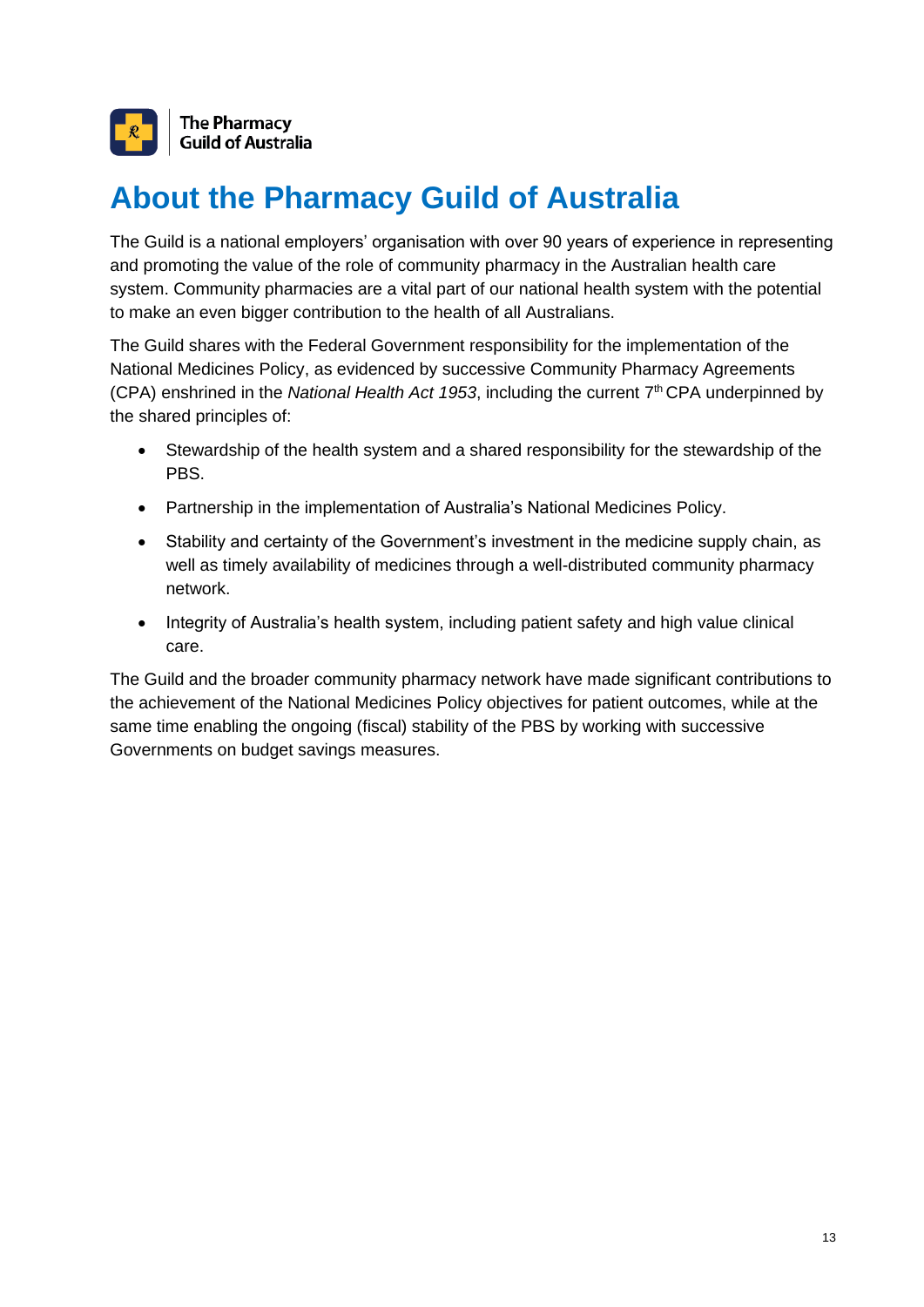The Pharmacy Guild of Australia

# About the Pharmacy Guild of Australia

The Guild is a national employers' organisation with over 90 years of experience in representing and promoting the value of the role of community pharmacy in the Australian health care system. Community pharmacies are a vital part of our national health system with the potential to make an even bigger contribution to the health of all Australians.

The Guild shares with the Federal Government responsibility for the implementation of the National Medicines Policy, as evidenced by successive Community Pharmacy Agreements (CPA) enshrined in the *National Health Act 1953*, including the current 7th CPA underpinned by the shared principles of:

- Stewardship of the health system and a shared responsibility for the stewardship of the PBS.
- Partnership in the implementation of Australia's National Medicines Policy.
- Stability and certainty of the Government's investment in the medicine supply chain, as well as timely availability of medicines through a well-distributed community pharmacy network.
- Integrity of Australia's health system, including patient safety and high value clinical care.

The Guild and the broader community pharmacy network have made significant contributions to the achievement of the National Medicines Policy objectives for patient outcomes, while at the same time enabling the ongoing (fiscal) stability of the PBS by working with successive Governments on budget savings measures.